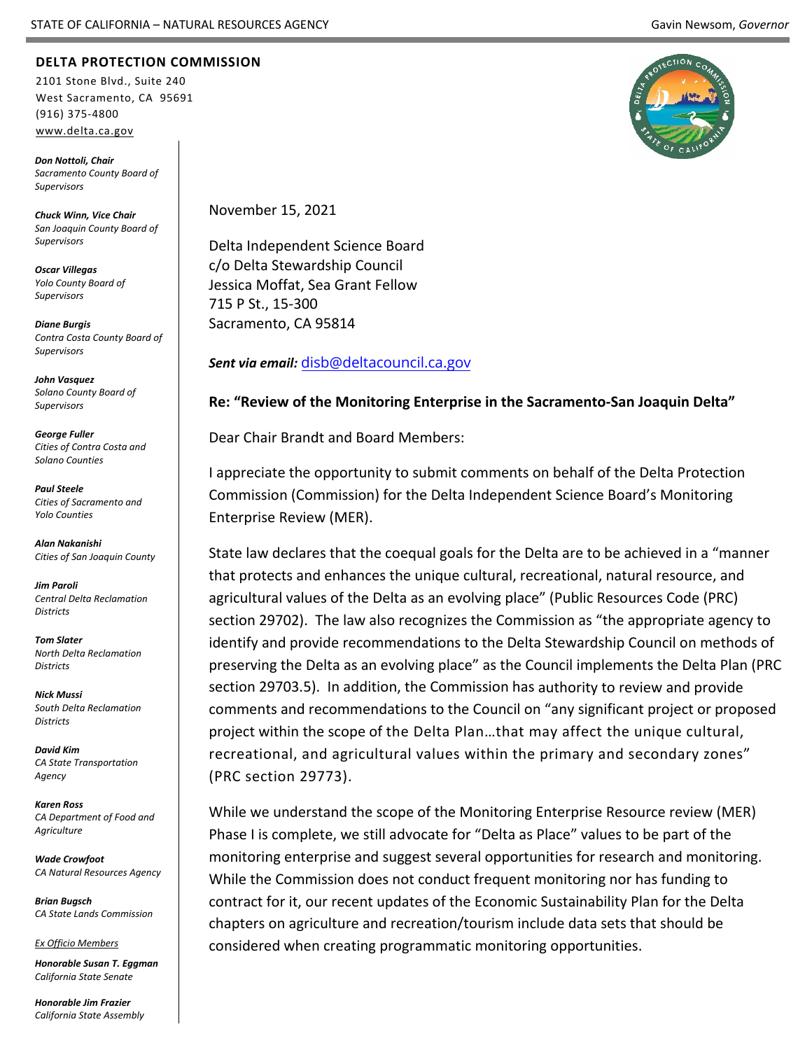STATE OF CALIFORNIA – NATURAL RESOURCES AGENCY

Gavin Newsom, *Governor*

**DELTA PROTECTION COMMISSION**
2101 Stone Blvd., Suite 240
West Sacramento, CA 95691
(916) 375-4800
www.delta.ca.gov

***Don Nottoli, Chair***
*Sacramento County Board of Supervisors*

***Chuck Winn, Vice Chair***
*San Joaquin County Board of Supervisors*

***Oscar Villegas***
*Yolo County Board of Supervisors*

***Diane Burgis***
*Contra Costa County Board of Supervisors*

***John Vasquez***
*Solano County Board of Supervisors*

***George Fuller***
*Cities of Contra Costa and Solano Counties*

***Paul Steele***
*Cities of Sacramento and Yolo Counties*

***Alan Nakanishi***
*Cities of San Joaquin County*

***Jim Paroli***
*Central Delta Reclamation Districts*

***Tom Slater***
*North Delta Reclamation Districts*

***Nick Mussi***
*South Delta Reclamation Districts*

***David Kim***
*CA State Transportation Agency*

***Karen Ross***
*CA Department of Food and Agriculture*

***Wade Crowfoot***
*CA Natural Resources Agency*

***Brian Bugsch***
*CA State Lands Commission*

*Ex Officio Members*

***Honorable Susan T. Eggman***
*California State Senate*

***Honorable Jim Frazier***
*California State Assembly*

November 15, 2021

Delta Independent Science Board
c/o Delta Stewardship Council
Jessica Moffat, Sea Grant Fellow
715 P St., 15-300
Sacramento, CA 95814

***Sent via email:*** disb@deltacouncil.ca.gov

**Re: "Review of the Monitoring Enterprise in the Sacramento-San Joaquin Delta"**

Dear Chair Brandt and Board Members:

I appreciate the opportunity to submit comments on behalf of the Delta Protection Commission (Commission) for the Delta Independent Science Board's Monitoring Enterprise Review (MER).

State law declares that the coequal goals for the Delta are to be achieved in a "manner that protects and enhances the unique cultural, recreational, natural resource, and agricultural values of the Delta as an evolving place" (Public Resources Code (PRC) section 29702). The law also recognizes the Commission as "the appropriate agency to identify and provide recommendations to the Delta Stewardship Council on methods of preserving the Delta as an evolving place" as the Council implements the Delta Plan (PRC section 29703.5). In addition, the Commission has authority to review and provide comments and recommendations to the Council on "any significant project or proposed project within the scope of the Delta Plan…that may affect the unique cultural, recreational, and agricultural values within the primary and secondary zones" (PRC section 29773).

While we understand the scope of the Monitoring Enterprise Resource review (MER) Phase I is complete, we still advocate for "Delta as Place" values to be part of the monitoring enterprise and suggest several opportunities for research and monitoring. While the Commission does not conduct frequent monitoring nor has funding to contract for it, our recent updates of the Economic Sustainability Plan for the Delta chapters on agriculture and recreation/tourism include data sets that should be considered when creating programmatic monitoring opportunities.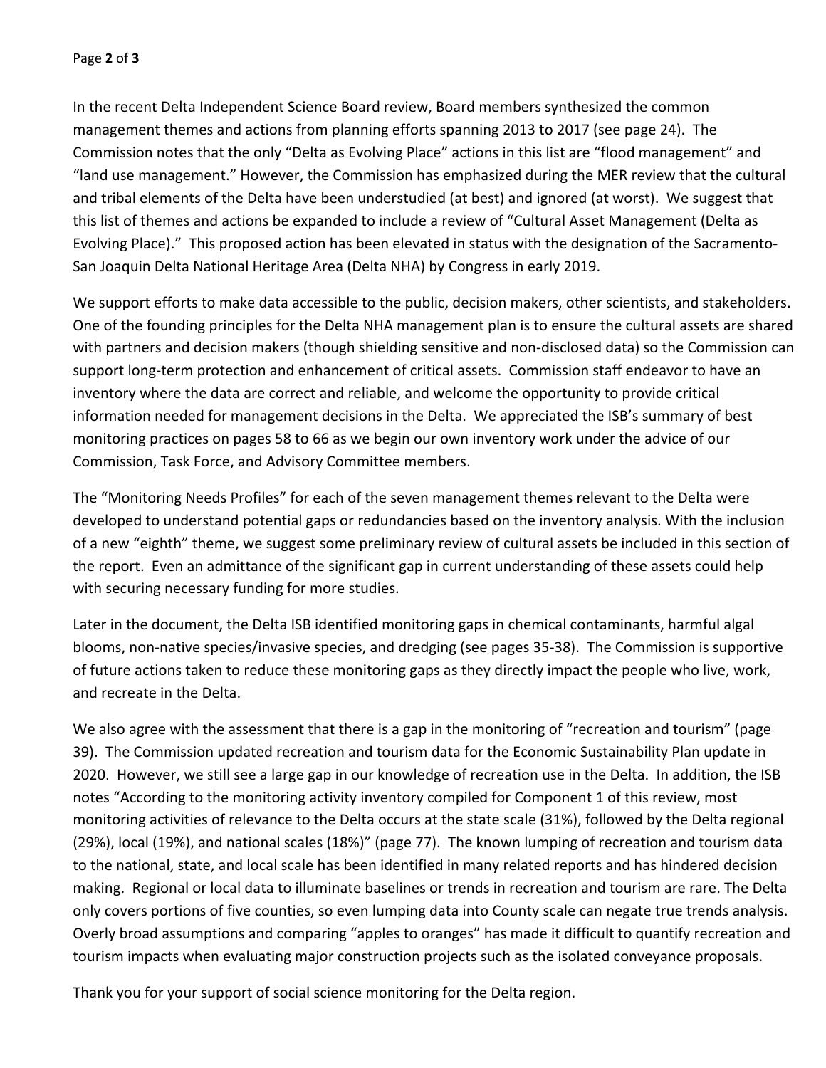In the recent Delta Independent Science Board review, Board members synthesized the common management themes and actions from planning efforts spanning 2013 to 2017 (see page 24). The Commission notes that the only "Delta as Evolving Place" actions in this list are "flood management" and "land use management." However, the Commission has emphasized during the MER review that the cultural and tribal elements of the Delta have been understudied (at best) and ignored (at worst). We suggest that this list of themes and actions be expanded to include a review of "Cultural Asset Management (Delta as Evolving Place)." This proposed action has been elevated in status with the designation of the Sacramento-San Joaquin Delta National Heritage Area (Delta NHA) by Congress in early 2019.

We support efforts to make data accessible to the public, decision makers, other scientists, and stakeholders. One of the founding principles for the Delta NHA management plan is to ensure the cultural assets are shared with partners and decision makers (though shielding sensitive and non-disclosed data) so the Commission can support long-term protection and enhancement of critical assets. Commission staff endeavor to have an inventory where the data are correct and reliable, and welcome the opportunity to provide critical information needed for management decisions in the Delta. We appreciated the ISB's summary of best monitoring practices on pages 58 to 66 as we begin our own inventory work under the advice of our Commission, Task Force, and Advisory Committee members.

The "Monitoring Needs Profiles" for each of the seven management themes relevant to the Delta were developed to understand potential gaps or redundancies based on the inventory analysis. With the inclusion of a new "eighth" theme, we suggest some preliminary review of cultural assets be included in this section of the report. Even an admittance of the significant gap in current understanding of these assets could help with securing necessary funding for more studies.

Later in the document, the Delta ISB identified monitoring gaps in chemical contaminants, harmful algal blooms, non-native species/invasive species, and dredging (see pages 35-38). The Commission is supportive of future actions taken to reduce these monitoring gaps as they directly impact the people who live, work, and recreate in the Delta.

We also agree with the assessment that there is a gap in the monitoring of "recreation and tourism" (page 39). The Commission updated recreation and tourism data for the Economic Sustainability Plan update in 2020. However, we still see a large gap in our knowledge of recreation use in the Delta. In addition, the ISB notes "According to the monitoring activity inventory compiled for Component 1 of this review, most monitoring activities of relevance to the Delta occurs at the state scale (31%), followed by the Delta regional (29%), local (19%), and national scales (18%)" (page 77). The known lumping of recreation and tourism data to the national, state, and local scale has been identified in many related reports and has hindered decision making. Regional or local data to illuminate baselines or trends in recreation and tourism are rare. The Delta only covers portions of five counties, so even lumping data into County scale can negate true trends analysis. Overly broad assumptions and comparing "apples to oranges" has made it difficult to quantify recreation and tourism impacts when evaluating major construction projects such as the isolated conveyance proposals.

Thank you for your support of social science monitoring for the Delta region.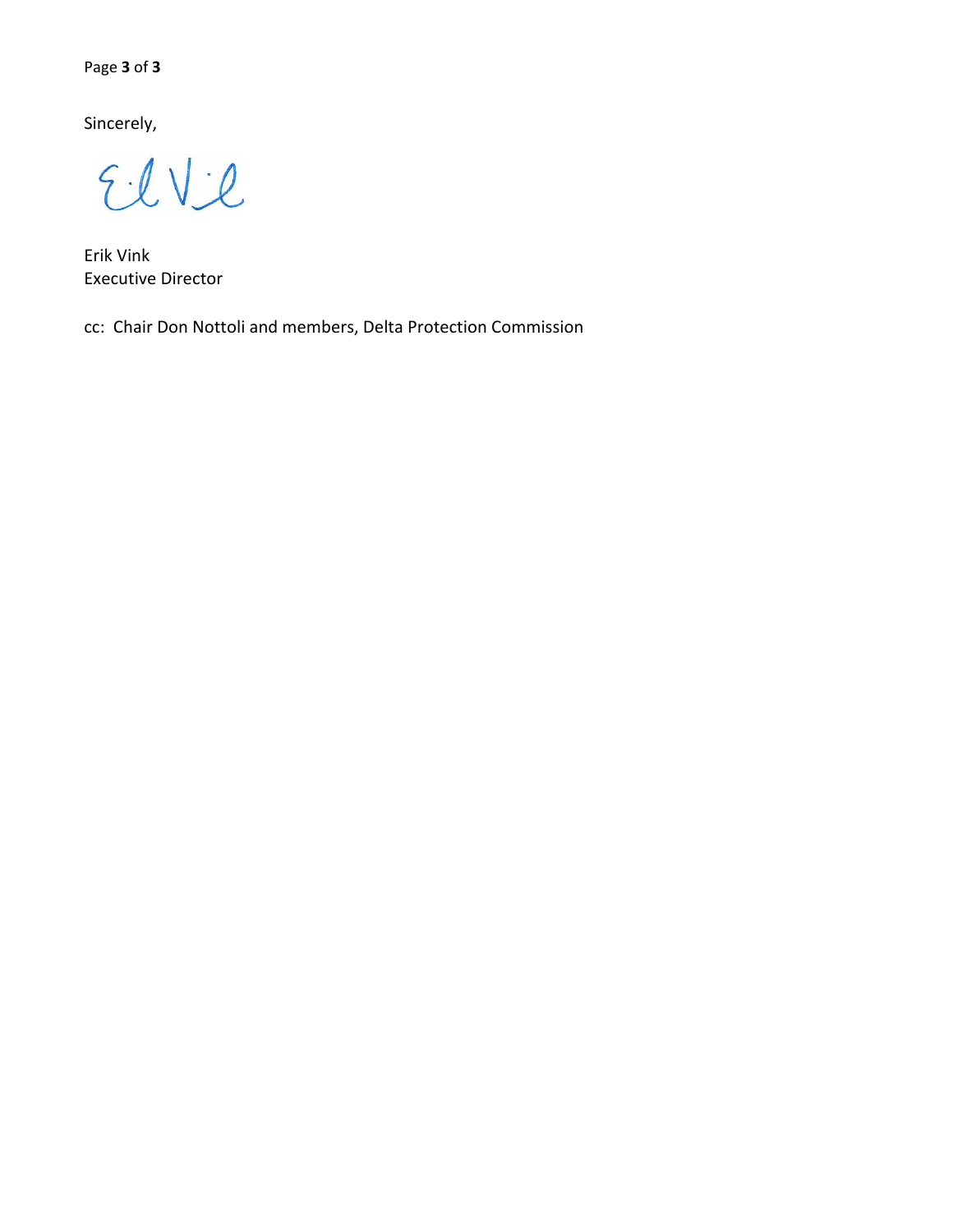Sincerely,

Erik Vink
Executive Director

cc: Chair Don Nottoli and members, Delta Protection Commission